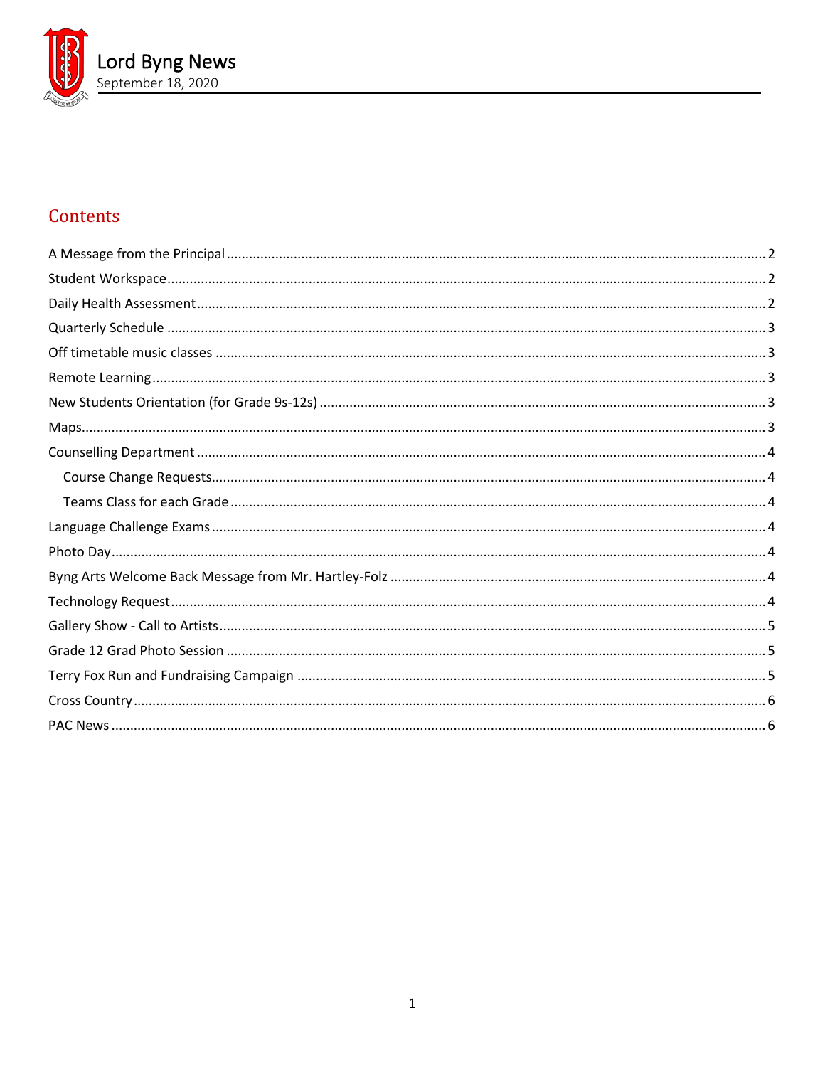# Lord Byng News
September 18, 2020

## Contents

A Message from the Principal ..... 2
Student Workspace ..... 2
Daily Health Assessment ..... 2
Quarterly Schedule ..... 3
Off timetable music classes ..... 3
Remote Learning ..... 3
New Students Orientation (for Grade 9s-12s) ..... 3
Maps ..... 3
Counselling Department ..... 4
- Course Change Requests ..... 4
- Teams Class for each Grade ..... 4

Language Challenge Exams ..... 4
Photo Day ..... 4
Byng Arts Welcome Back Message from Mr. Hartley-Folz ..... 4
Technology Request ..... 4
Gallery Show - Call to Artists ..... 5
Grade 12 Grad Photo Session ..... 5
Terry Fox Run and Fundraising Campaign ..... 5
Cross Country ..... 6
PAC News ..... 6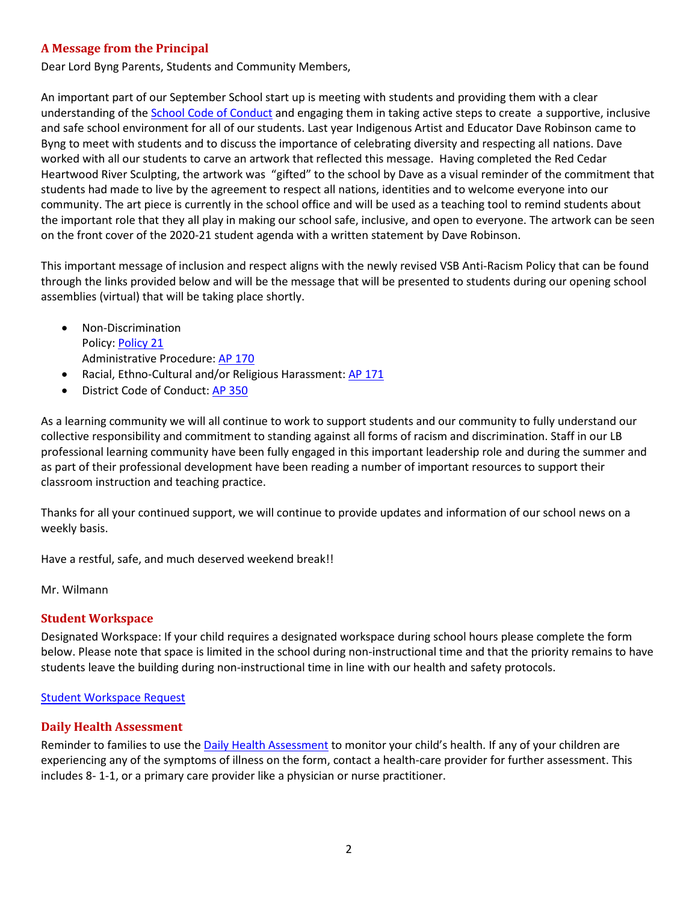## A Message from the Principal

Dear Lord Byng Parents, Students and Community Members,

An important part of our September School start up is meeting with students and providing them with a clear understanding of the School Code of Conduct and engaging them in taking active steps to create a supportive, inclusive and safe school environment for all of our students. Last year Indigenous Artist and Educator Dave Robinson came to Byng to meet with students and to discuss the importance of celebrating diversity and respecting all nations. Dave worked with all our students to carve an artwork that reflected this message. Having completed the Red Cedar Heartwood River Sculpting, the artwork was "gifted" to the school by Dave as a visual reminder of the commitment that students had made to live by the agreement to respect all nations, identities and to welcome everyone into our community. The art piece is currently in the school office and will be used as a teaching tool to remind students about the important role that they all play in making our school safe, inclusive, and open to everyone. The artwork can be seen on the front cover of the 2020-21 student agenda with a written statement by Dave Robinson.

This important message of inclusion and respect aligns with the newly revised VSB Anti-Racism Policy that can be found through the links provided below and will be the message that will be presented to students during our opening school assemblies (virtual) that will be taking place shortly.

- Non-Discrimination
  Policy: Policy 21
  Administrative Procedure: AP 170
- Racial, Ethno-Cultural and/or Religious Harassment: AP 171
- District Code of Conduct: AP 350

As a learning community we will all continue to work to support students and our community to fully understand our collective responsibility and commitment to standing against all forms of racism and discrimination. Staff in our LB professional learning community have been fully engaged in this important leadership role and during the summer and as part of their professional development have been reading a number of important resources to support their classroom instruction and teaching practice.

Thanks for all your continued support, we will continue to provide updates and information of our school news on a weekly basis.

Have a restful, safe, and much deserved weekend break!!

Mr. Wilmann

## Student Workspace

Designated Workspace: If your child requires a designated workspace during school hours please complete the form below. Please note that space is limited in the school during non-instructional time and that the priority remains to have students leave the building during non-instructional time in line with our health and safety protocols.

Student Workspace Request

## Daily Health Assessment

Reminder to families to use the Daily Health Assessment to monitor your child's health. If any of your children are experiencing any of the symptoms of illness on the form, contact a health-care provider for further assessment. This includes 8- 1-1, or a primary care provider like a physician or nurse practitioner.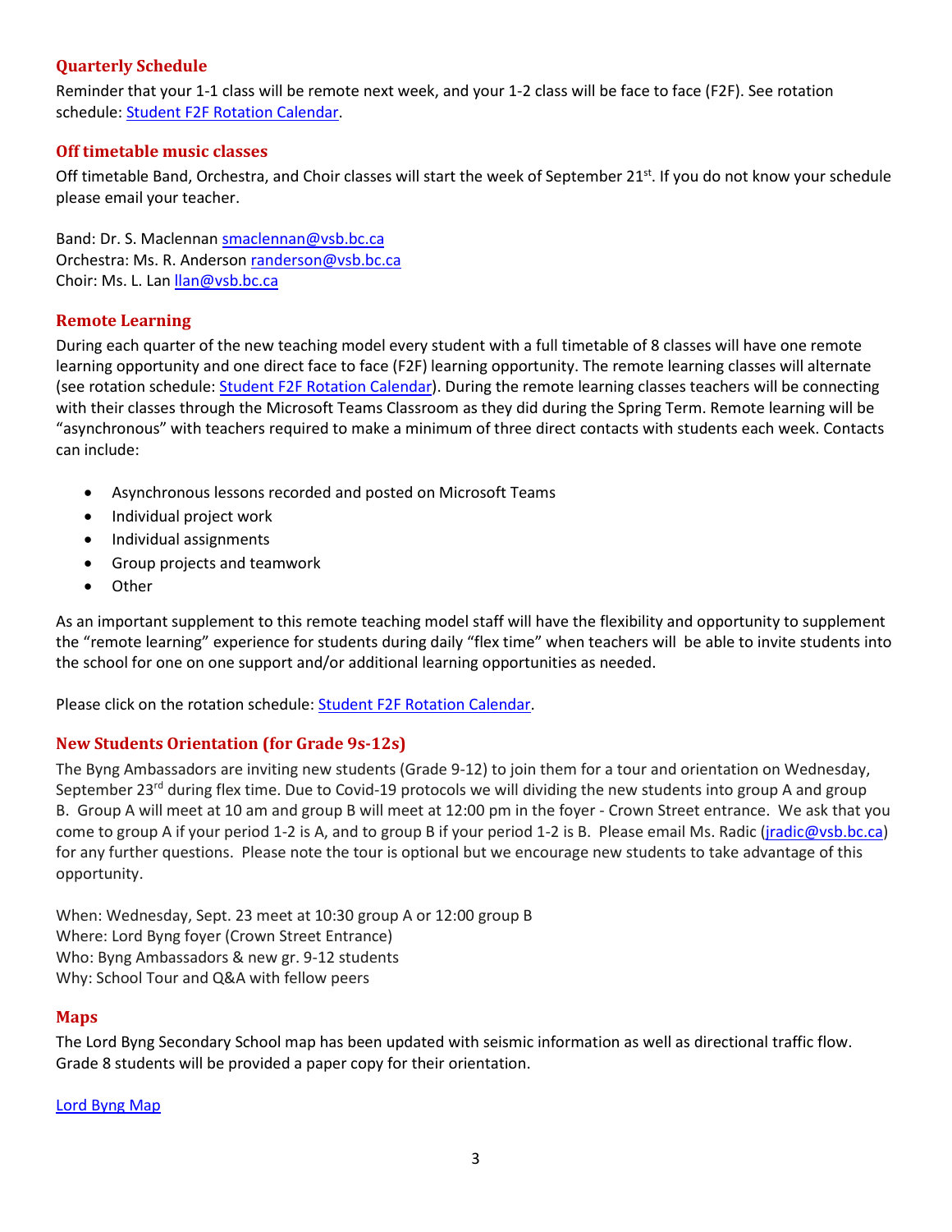## Quarterly Schedule

Reminder that your 1-1 class will be remote next week, and your 1-2 class will be face to face (F2F). See rotation schedule: Student F2F Rotation Calendar.

## Off timetable music classes

Off timetable Band, Orchestra, and Choir classes will start the week of September 21st. If you do not know your schedule please email your teacher.

Band: Dr. S. Maclennan smaclennan@vsb.bc.ca
Orchestra: Ms. R. Anderson randerson@vsb.bc.ca
Choir: Ms. L. Lan llan@vsb.bc.ca

## Remote Learning

During each quarter of the new teaching model every student with a full timetable of 8 classes will have one remote learning opportunity and one direct face to face (F2F) learning opportunity. The remote learning classes will alternate (see rotation schedule: Student F2F Rotation Calendar). During the remote learning classes teachers will be connecting with their classes through the Microsoft Teams Classroom as they did during the Spring Term. Remote learning will be "asynchronous" with teachers required to make a minimum of three direct contacts with students each week. Contacts can include:

- Asynchronous lessons recorded and posted on Microsoft Teams
- Individual project work
- Individual assignments
- Group projects and teamwork
- Other

As an important supplement to this remote teaching model staff will have the flexibility and opportunity to supplement the "remote learning" experience for students during daily "flex time" when teachers will be able to invite students into the school for one on one support and/or additional learning opportunities as needed.

Please click on the rotation schedule: Student F2F Rotation Calendar.

## New Students Orientation (for Grade 9s-12s)

The Byng Ambassadors are inviting new students (Grade 9-12) to join them for a tour and orientation on Wednesday, September 23rd during flex time. Due to Covid-19 protocols we will dividing the new students into group A and group B. Group A will meet at 10 am and group B will meet at 12:00 pm in the foyer - Crown Street entrance. We ask that you come to group A if your period 1-2 is A, and to group B if your period 1-2 is B. Please email Ms. Radic (jradic@vsb.bc.ca) for any further questions. Please note the tour is optional but we encourage new students to take advantage of this opportunity.

When: Wednesday, Sept. 23 meet at 10:30 group A or 12:00 group B
Where: Lord Byng foyer (Crown Street Entrance)
Who: Byng Ambassadors & new gr. 9-12 students
Why: School Tour and Q&A with fellow peers

## Maps

The Lord Byng Secondary School map has been updated with seismic information as well as directional traffic flow. Grade 8 students will be provided a paper copy for their orientation.

Lord Byng Map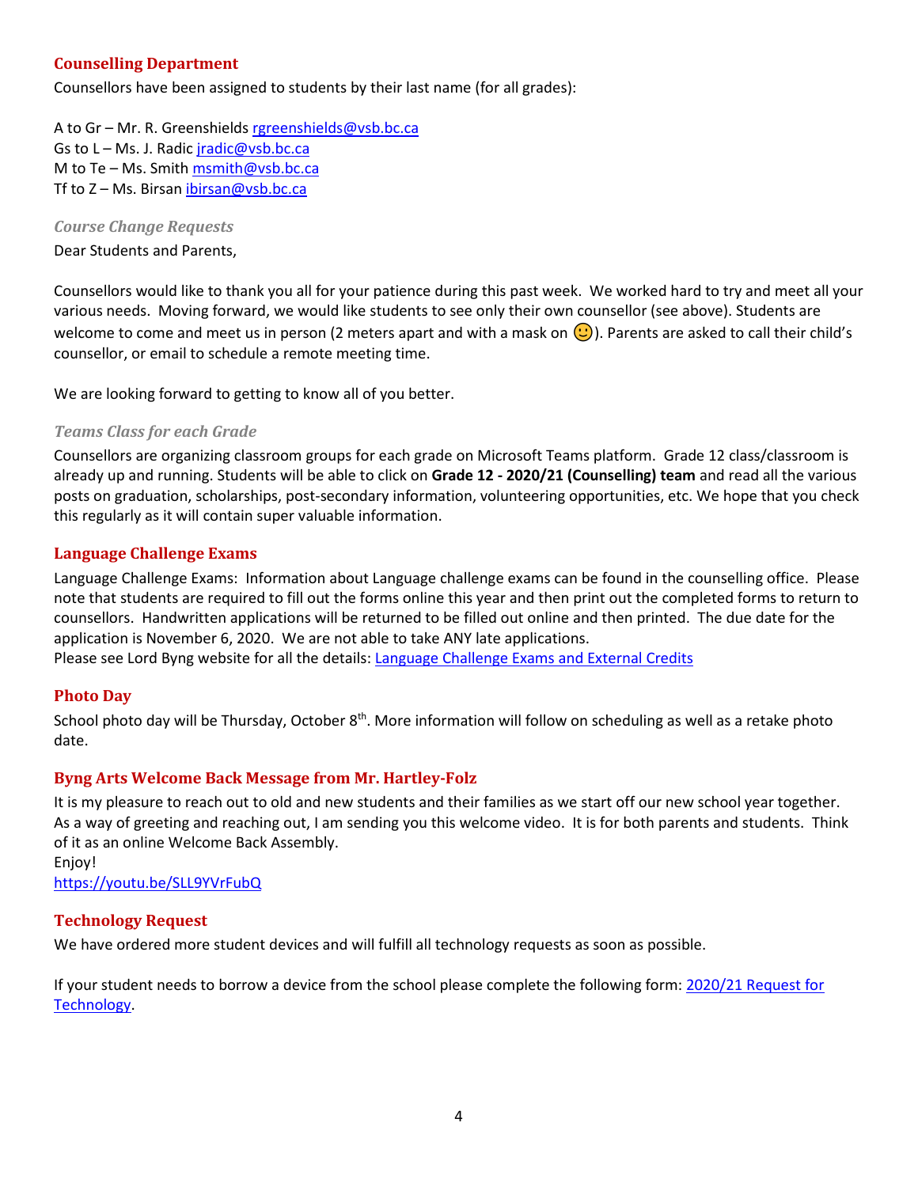## Counselling Department

Counsellors have been assigned to students by their last name (for all grades):

A to Gr – Mr. R. Greenshields rgreenshields@vsb.bc.ca
Gs to L – Ms. J. Radic jradic@vsb.bc.ca
M to Te – Ms. Smith msmith@vsb.bc.ca
Tf to Z – Ms. Birsan ibirsan@vsb.bc.ca

### *Course Change Requests*

Dear Students and Parents,

Counsellors would like to thank you all for your patience during this past week. We worked hard to try and meet all your various needs. Moving forward, we would like students to see only their own counsellor (see above). Students are welcome to come and meet us in person (2 meters apart and with a mask on 🙂). Parents are asked to call their child's counsellor, or email to schedule a remote meeting time.

We are looking forward to getting to know all of you better.

### *Teams Class for each Grade*

Counsellors are organizing classroom groups for each grade on Microsoft Teams platform. Grade 12 class/classroom is already up and running. Students will be able to click on **Grade 12 - 2020/21 (Counselling) team** and read all the various posts on graduation, scholarships, post-secondary information, volunteering opportunities, etc. We hope that you check this regularly as it will contain super valuable information.

## Language Challenge Exams

Language Challenge Exams: Information about Language challenge exams can be found in the counselling office. Please note that students are required to fill out the forms online this year and then print out the completed forms to return to counsellors. Handwritten applications will be returned to be filled out online and then printed. The due date for the application is November 6, 2020. We are not able to take ANY late applications.
Please see Lord Byng website for all the details: Language Challenge Exams and External Credits

## Photo Day

School photo day will be Thursday, October 8th. More information will follow on scheduling as well as a retake photo date.

## Byng Arts Welcome Back Message from Mr. Hartley-Folz

It is my pleasure to reach out to old and new students and their families as we start off our new school year together. As a way of greeting and reaching out, I am sending you this welcome video. It is for both parents and students. Think of it as an online Welcome Back Assembly.
Enjoy!
https://youtu.be/SLL9YVrFubQ

## Technology Request

We have ordered more student devices and will fulfill all technology requests as soon as possible.

If your student needs to borrow a device from the school please complete the following form: 2020/21 Request for Technology.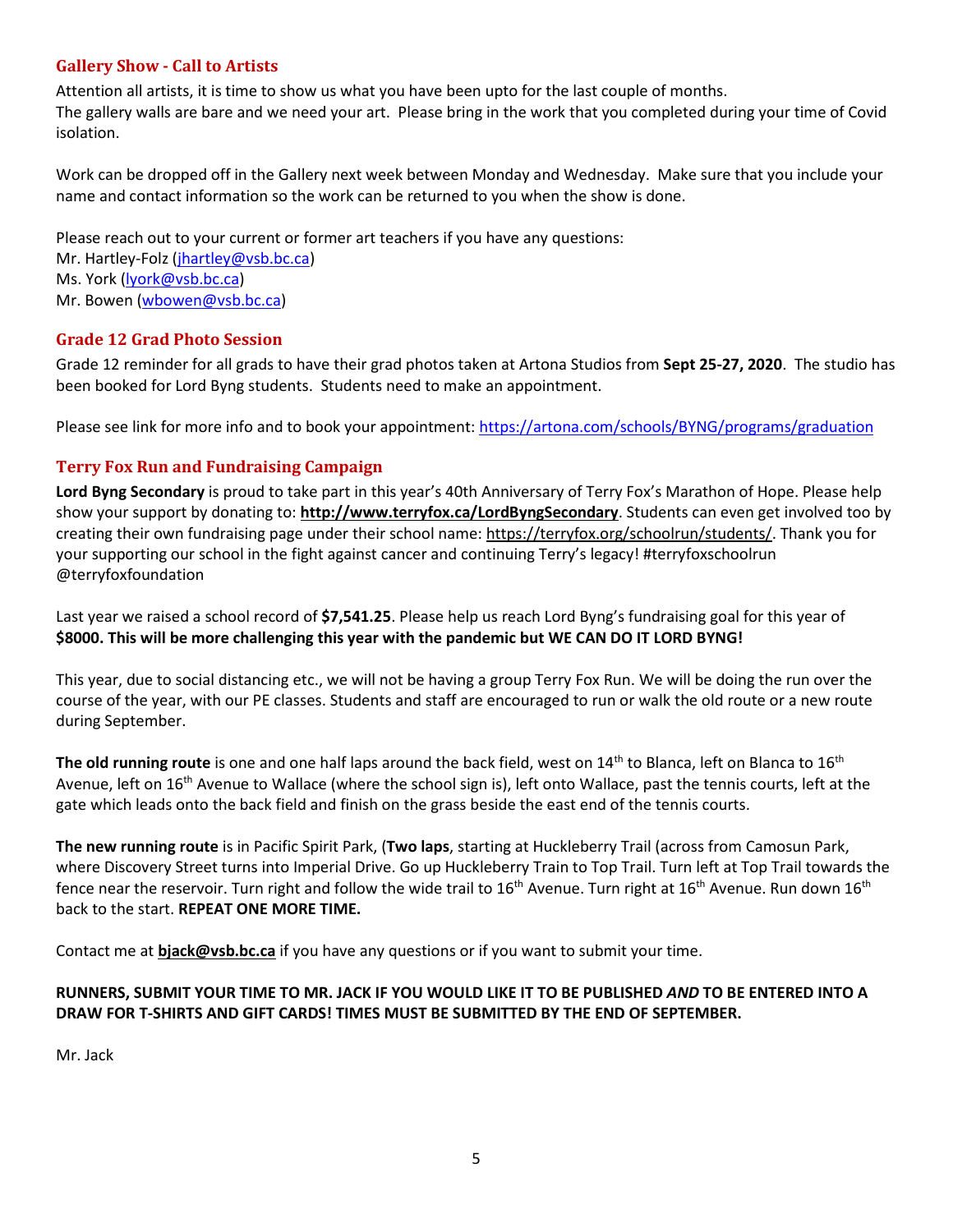## Gallery Show - Call to Artists

Attention all artists, it is time to show us what you have been upto for the last couple of months.
The gallery walls are bare and we need your art. Please bring in the work that you completed during your time of Covid isolation.

Work can be dropped off in the Gallery next week between Monday and Wednesday. Make sure that you include your name and contact information so the work can be returned to you when the show is done.

Please reach out to your current or former art teachers if you have any questions:
Mr. Hartley-Folz (jhartley@vsb.bc.ca)
Ms. York (lyork@vsb.bc.ca)
Mr. Bowen (wbowen@vsb.bc.ca)

## Grade 12 Grad Photo Session

Grade 12 reminder for all grads to have their grad photos taken at Artona Studios from **Sept 25-27, 2020**. The studio has been booked for Lord Byng students. Students need to make an appointment.

Please see link for more info and to book your appointment: https://artona.com/schools/BYNG/programs/graduation

## Terry Fox Run and Fundraising Campaign

**Lord Byng Secondary** is proud to take part in this year's 40th Anniversary of Terry Fox's Marathon of Hope. Please help show your support by donating to: **http://www.terryfox.ca/LordByngSecondary**. Students can even get involved too by creating their own fundraising page under their school name: https://terryfox.org/schoolrun/students/. Thank you for your supporting our school in the fight against cancer and continuing Terry's legacy! #terryfoxschoolrun @terryfoxfoundation

Last year we raised a school record of **$7,541.25**. Please help us reach Lord Byng's fundraising goal for this year of **$8000. This will be more challenging this year with the pandemic but WE CAN DO IT LORD BYNG!**

This year, due to social distancing etc., we will not be having a group Terry Fox Run. We will be doing the run over the course of the year, with our PE classes. Students and staff are encouraged to run or walk the old route or a new route during September.

**The old running route** is one and one half laps around the back field, west on 14th to Blanca, left on Blanca to 16th Avenue, left on 16th Avenue to Wallace (where the school sign is), left onto Wallace, past the tennis courts, left at the gate which leads onto the back field and finish on the grass beside the east end of the tennis courts.

**The new running route** is in Pacific Spirit Park, (**Two laps**, starting at Huckleberry Trail (across from Camosun Park, where Discovery Street turns into Imperial Drive. Go up Huckleberry Train to Top Trail. Turn left at Top Trail towards the fence near the reservoir. Turn right and follow the wide trail to 16th Avenue. Turn right at 16th Avenue. Run down 16th back to the start. **REPEAT ONE MORE TIME.**

Contact me at **bjack@vsb.bc.ca** if you have any questions or if you want to submit your time.

**RUNNERS, SUBMIT YOUR TIME TO MR. JACK IF YOU WOULD LIKE IT TO BE PUBLISHED *AND* TO BE ENTERED INTO A DRAW FOR T-SHIRTS AND GIFT CARDS! TIMES MUST BE SUBMITTED BY THE END OF SEPTEMBER.**

Mr. Jack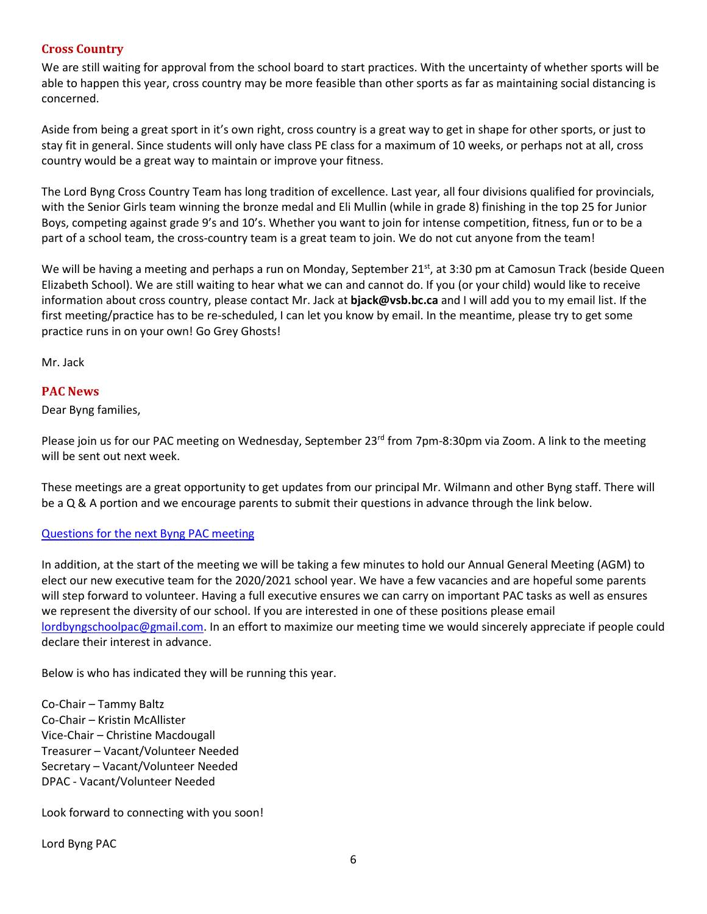## Cross Country

We are still waiting for approval from the school board to start practices. With the uncertainty of whether sports will be able to happen this year, cross country may be more feasible than other sports as far as maintaining social distancing is concerned.

Aside from being a great sport in it's own right, cross country is a great way to get in shape for other sports, or just to stay fit in general. Since students will only have class PE class for a maximum of 10 weeks, or perhaps not at all, cross country would be a great way to maintain or improve your fitness.

The Lord Byng Cross Country Team has long tradition of excellence. Last year, all four divisions qualified for provincials, with the Senior Girls team winning the bronze medal and Eli Mullin (while in grade 8) finishing in the top 25 for Junior Boys, competing against grade 9's and 10's. Whether you want to join for intense competition, fitness, fun or to be a part of a school team, the cross-country team is a great team to join. We do not cut anyone from the team!

We will be having a meeting and perhaps a run on Monday, September 21st, at 3:30 pm at Camosun Track (beside Queen Elizabeth School). We are still waiting to hear what we can and cannot do. If you (or your child) would like to receive information about cross country, please contact Mr. Jack at **bjack@vsb.bc.ca** and I will add you to my email list. If the first meeting/practice has to be re-scheduled, I can let you know by email. In the meantime, please try to get some practice runs in on your own! Go Grey Ghosts!

Mr. Jack

## PAC News

Dear Byng families,

Please join us for our PAC meeting on Wednesday, September 23rd from 7pm-8:30pm via Zoom. A link to the meeting will be sent out next week.

These meetings are a great opportunity to get updates from our principal Mr. Wilmann and other Byng staff. There will be a Q & A portion and we encourage parents to submit their questions in advance through the link below.

Questions for the next Byng PAC meeting

In addition, at the start of the meeting we will be taking a few minutes to hold our Annual General Meeting (AGM) to elect our new executive team for the 2020/2021 school year. We have a few vacancies and are hopeful some parents will step forward to volunteer. Having a full executive ensures we can carry on important PAC tasks as well as ensures we represent the diversity of our school. If you are interested in one of these positions please email lordbyngschoolpac@gmail.com. In an effort to maximize our meeting time we would sincerely appreciate if people could declare their interest in advance.

Below is who has indicated they will be running this year.

Co-Chair – Tammy Baltz
Co-Chair – Kristin McAllister
Vice-Chair – Christine Macdougall
Treasurer – Vacant/Volunteer Needed
Secretary – Vacant/Volunteer Needed
DPAC - Vacant/Volunteer Needed

Look forward to connecting with you soon!

Lord Byng PAC